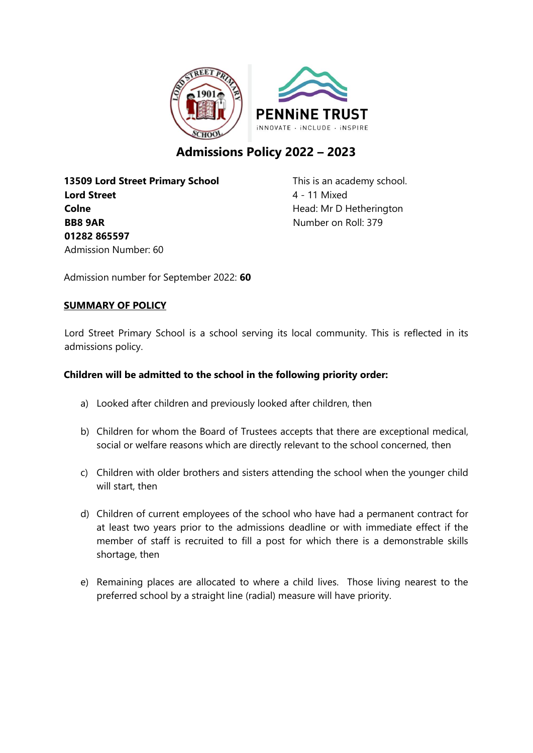# Admissions Policy 2022 – 2023

**13509 Lord Street Primary School**
**Lord Street**
**Colne**
**BB8 9AR**
**01282 865597**
Admission Number: 60

This is an academy school.
4 - 11 Mixed
Head: Mr D Hetherington
Number on Roll: 379

Admission number for September 2022: **60**

## SUMMARY OF POLICY

Lord Street Primary School is a school serving its local community. This is reflected in its admissions policy.

**Children will be admitted to the school in the following priority order:**

a) Looked after children and previously looked after children, then

b) Children for whom the Board of Trustees accepts that there are exceptional medical, social or welfare reasons which are directly relevant to the school concerned, then

c) Children with older brothers and sisters attending the school when the younger child will start, then

d) Children of current employees of the school who have had a permanent contract for at least two years prior to the admissions deadline or with immediate effect if the member of staff is recruited to fill a post for which there is a demonstrable skills shortage, then

e) Remaining places are allocated to where a child lives. Those living nearest to the preferred school by a straight line (radial) measure will have priority.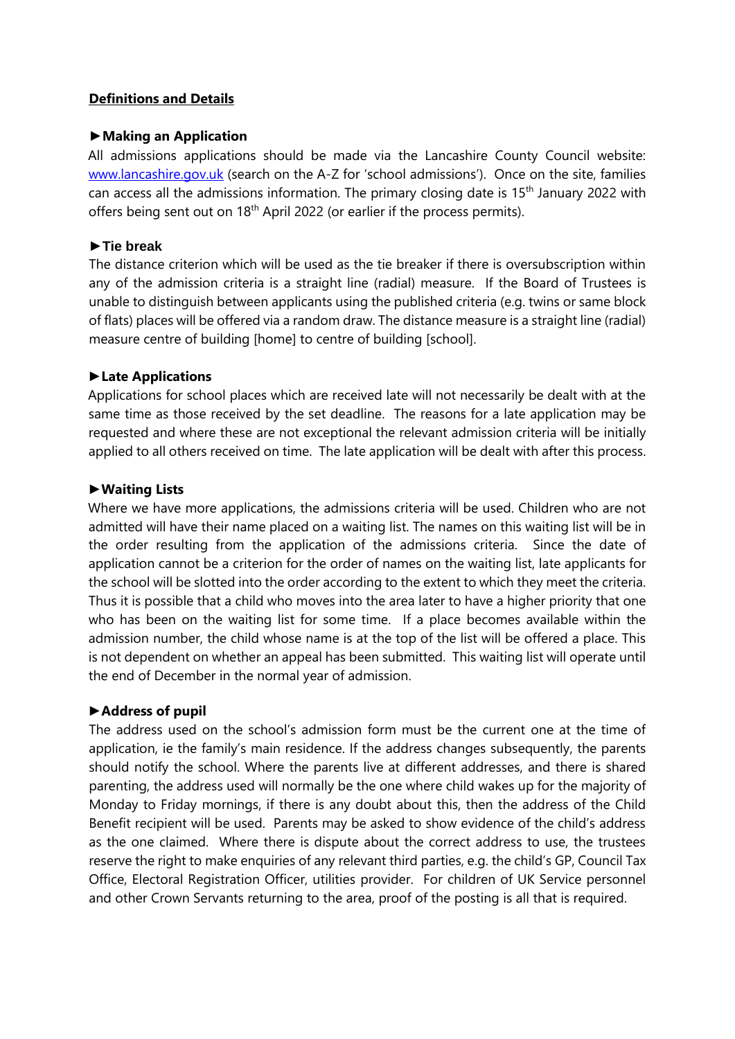## Definitions and Details

### ►Making an Application

All admissions applications should be made via the Lancashire County Council website: [www.lancashire.gov.uk](http://www.lancashire.gov.uk) (search on the A-Z for 'school admissions'). Once on the site, families can access all the admissions information. The primary closing date is 15th January 2022 with offers being sent out on 18th April 2022 (or earlier if the process permits).

### ►Tie break

The distance criterion which will be used as the tie breaker if there is oversubscription within any of the admission criteria is a straight line (radial) measure. If the Board of Trustees is unable to distinguish between applicants using the published criteria (e.g. twins or same block of flats) places will be offered via a random draw. The distance measure is a straight line (radial) measure centre of building [home] to centre of building [school].

### ►Late Applications

Applications for school places which are received late will not necessarily be dealt with at the same time as those received by the set deadline. The reasons for a late application may be requested and where these are not exceptional the relevant admission criteria will be initially applied to all others received on time. The late application will be dealt with after this process.

### ►Waiting Lists

Where we have more applications, the admissions criteria will be used. Children who are not admitted will have their name placed on a waiting list. The names on this waiting list will be in the order resulting from the application of the admissions criteria. Since the date of application cannot be a criterion for the order of names on the waiting list, late applicants for the school will be slotted into the order according to the extent to which they meet the criteria. Thus it is possible that a child who moves into the area later to have a higher priority that one who has been on the waiting list for some time. If a place becomes available within the admission number, the child whose name is at the top of the list will be offered a place. This is not dependent on whether an appeal has been submitted. This waiting list will operate until the end of December in the normal year of admission.

### ►Address of pupil

The address used on the school's admission form must be the current one at the time of application, ie the family's main residence. If the address changes subsequently, the parents should notify the school. Where the parents live at different addresses, and there is shared parenting, the address used will normally be the one where child wakes up for the majority of Monday to Friday mornings, if there is any doubt about this, then the address of the Child Benefit recipient will be used. Parents may be asked to show evidence of the child's address as the one claimed. Where there is dispute about the correct address to use, the trustees reserve the right to make enquiries of any relevant third parties, e.g. the child's GP, Council Tax Office, Electoral Registration Officer, utilities provider. For children of UK Service personnel and other Crown Servants returning to the area, proof of the posting is all that is required.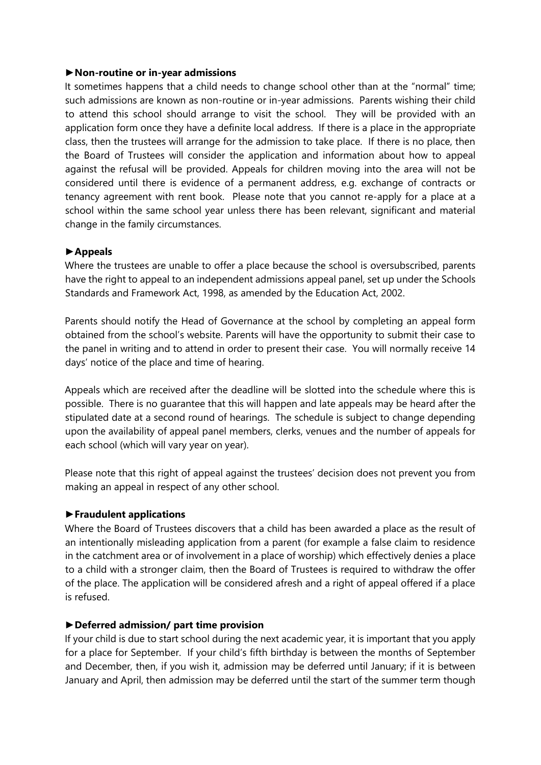**►Non-routine or in-year admissions**

It sometimes happens that a child needs to change school other than at the "normal" time; such admissions are known as non-routine or in-year admissions. Parents wishing their child to attend this school should arrange to visit the school. They will be provided with an application form once they have a definite local address. If there is a place in the appropriate class, then the trustees will arrange for the admission to take place. If there is no place, then the Board of Trustees will consider the application and information about how to appeal against the refusal will be provided. Appeals for children moving into the area will not be considered until there is evidence of a permanent address, e.g. exchange of contracts or tenancy agreement with rent book. Please note that you cannot re-apply for a place at a school within the same school year unless there has been relevant, significant and material change in the family circumstances.

**►Appeals**

Where the trustees are unable to offer a place because the school is oversubscribed, parents have the right to appeal to an independent admissions appeal panel, set up under the Schools Standards and Framework Act, 1998, as amended by the Education Act, 2002.

Parents should notify the Head of Governance at the school by completing an appeal form obtained from the school's website. Parents will have the opportunity to submit their case to the panel in writing and to attend in order to present their case. You will normally receive 14 days' notice of the place and time of hearing.

Appeals which are received after the deadline will be slotted into the schedule where this is possible. There is no guarantee that this will happen and late appeals may be heard after the stipulated date at a second round of hearings. The schedule is subject to change depending upon the availability of appeal panel members, clerks, venues and the number of appeals for each school (which will vary year on year).

Please note that this right of appeal against the trustees' decision does not prevent you from making an appeal in respect of any other school.

**►Fraudulent applications**

Where the Board of Trustees discovers that a child has been awarded a place as the result of an intentionally misleading application from a parent (for example a false claim to residence in the catchment area or of involvement in a place of worship) which effectively denies a place to a child with a stronger claim, then the Board of Trustees is required to withdraw the offer of the place. The application will be considered afresh and a right of appeal offered if a place is refused.

**►Deferred admission/ part time provision**

If your child is due to start school during the next academic year, it is important that you apply for a place for September. If your child's fifth birthday is between the months of September and December, then, if you wish it, admission may be deferred until January; if it is between January and April, then admission may be deferred until the start of the summer term though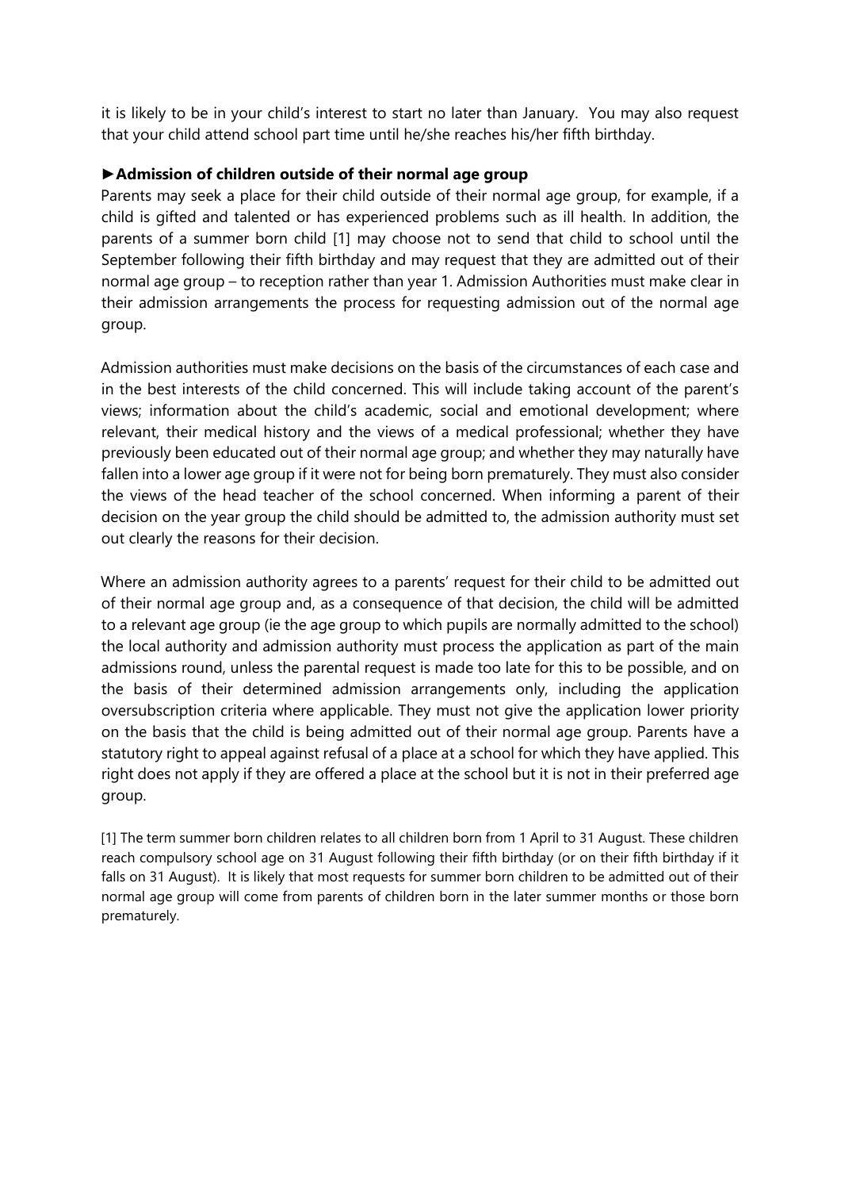it is likely to be in your child's interest to start no later than January. You may also request that your child attend school part time until he/she reaches his/her fifth birthday.

**►Admission of children outside of their normal age group**

Parents may seek a place for their child outside of their normal age group, for example, if a child is gifted and talented or has experienced problems such as ill health. In addition, the parents of a summer born child [1] may choose not to send that child to school until the September following their fifth birthday and may request that they are admitted out of their normal age group – to reception rather than year 1. Admission Authorities must make clear in their admission arrangements the process for requesting admission out of the normal age group.

Admission authorities must make decisions on the basis of the circumstances of each case and in the best interests of the child concerned. This will include taking account of the parent's views; information about the child's academic, social and emotional development; where relevant, their medical history and the views of a medical professional; whether they have previously been educated out of their normal age group; and whether they may naturally have fallen into a lower age group if it were not for being born prematurely. They must also consider the views of the head teacher of the school concerned. When informing a parent of their decision on the year group the child should be admitted to, the admission authority must set out clearly the reasons for their decision.

Where an admission authority agrees to a parents' request for their child to be admitted out of their normal age group and, as a consequence of that decision, the child will be admitted to a relevant age group (ie the age group to which pupils are normally admitted to the school) the local authority and admission authority must process the application as part of the main admissions round, unless the parental request is made too late for this to be possible, and on the basis of their determined admission arrangements only, including the application oversubscription criteria where applicable. They must not give the application lower priority on the basis that the child is being admitted out of their normal age group. Parents have a statutory right to appeal against refusal of a place at a school for which they have applied. This right does not apply if they are offered a place at the school but it is not in their preferred age group.

[1] The term summer born children relates to all children born from 1 April to 31 August. These children reach compulsory school age on 31 August following their fifth birthday (or on their fifth birthday if it falls on 31 August). It is likely that most requests for summer born children to be admitted out of their normal age group will come from parents of children born in the later summer months or those born prematurely.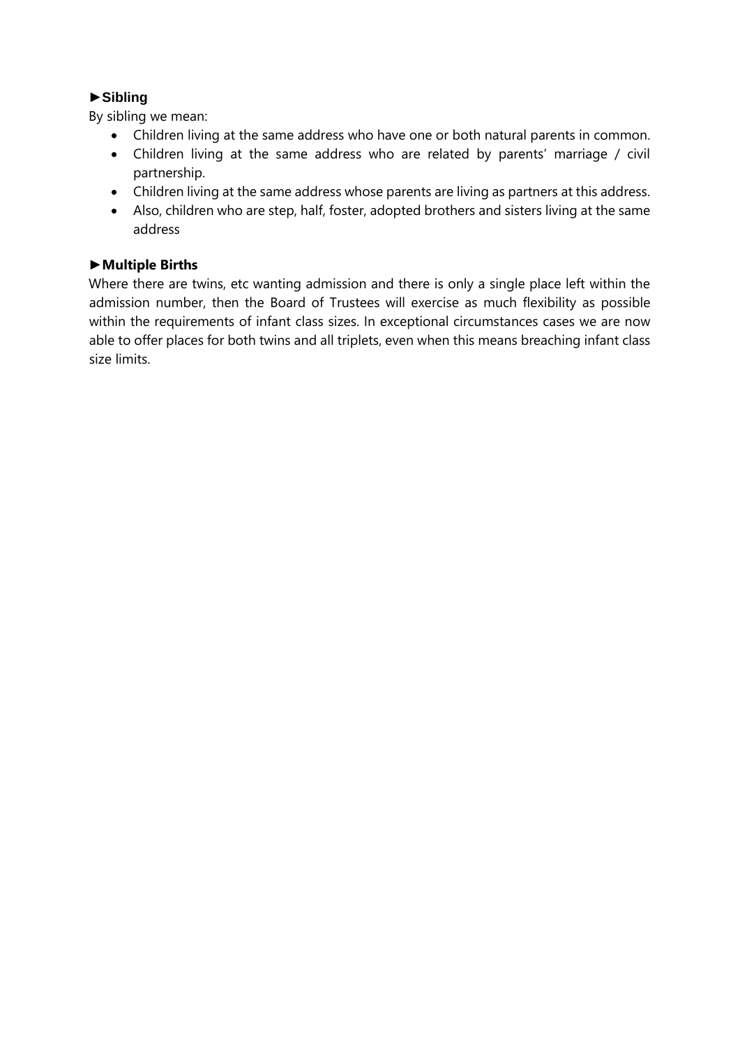### ►Sibling

By sibling we mean:

- Children living at the same address who have one or both natural parents in common.
- Children living at the same address who are related by parents' marriage / civil partnership.
- Children living at the same address whose parents are living as partners at this address.
- Also, children who are step, half, foster, adopted brothers and sisters living at the same address

### ►Multiple Births

Where there are twins, etc wanting admission and there is only a single place left within the admission number, then the Board of Trustees will exercise as much flexibility as possible within the requirements of infant class sizes. In exceptional circumstances cases we are now able to offer places for both twins and all triplets, even when this means breaching infant class size limits.